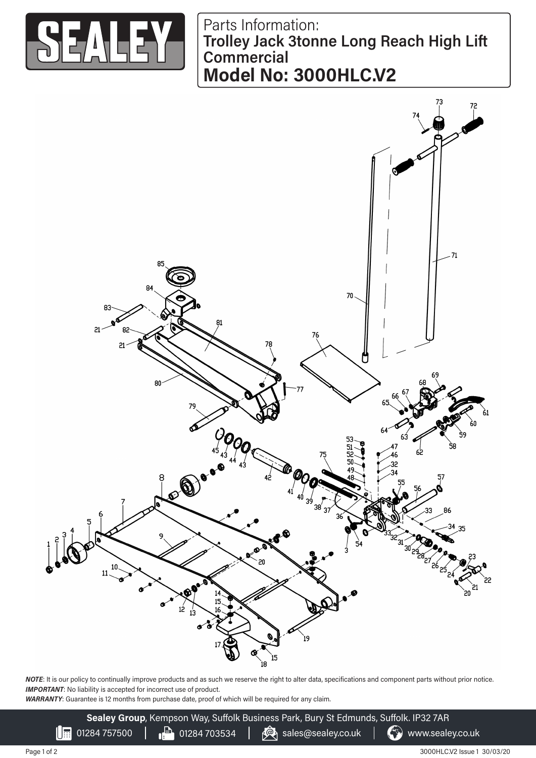# SEALEY

## Parts Information:
**Trolley Jack 3tonne Long Reach High Lift Commercial**

# Model No: 3000HLC.V2

***NOTE***: It is our policy to continually improve products and as such we reserve the right to alter data, specifications and component parts without prior notice.
***IMPORTANT***: No liability is accepted for incorrect use of product.
***WARRANTY***: Guarantee is 12 months from purchase date, proof of which will be required for any claim.

**Sealey Group**, Kempson Way, Suffolk Business Park, Bury St Edmunds, Suffolk. IP32 7AR
01284 757500 | 01284 703534 | sales@sealey.co.uk | www.sealey.co.uk

3000HLC.V2 Issue 1 30/03/20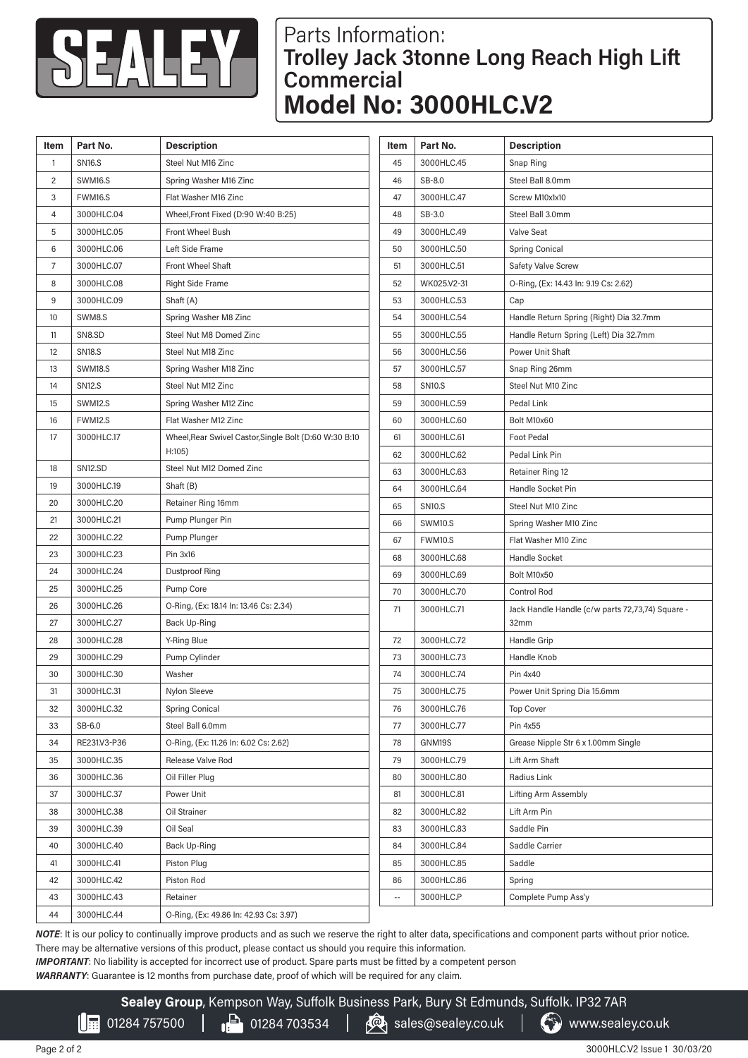# Parts Information:
## Trolley Jack 3tonne Long Reach High Lift Commercial
## Model No: 3000HLC.V2

| Item | Part No. | Description |
|---|---|---|
| 1 | SN16.S | Steel Nut M16 Zinc |
| 2 | SWM16.S | Spring Washer M16 Zinc |
| 3 | FWM16.S | Flat Washer M16 Zinc |
| 4 | 3000HLC.04 | Wheel,Front Fixed (D:90 W:40 B:25) |
| 5 | 3000HLC.05 | Front Wheel Bush |
| 6 | 3000HLC.06 | Left Side Frame |
| 7 | 3000HLC.07 | Front Wheel Shaft |
| 8 | 3000HLC.08 | Right Side Frame |
| 9 | 3000HLC.09 | Shaft (A) |
| 10 | SWM8.S | Spring Washer M8 Zinc |
| 11 | SN8.SD | Steel Nut M8 Domed Zinc |
| 12 | SN18.S | Steel Nut M18 Zinc |
| 13 | SWM18.S | Spring Washer M18 Zinc |
| 14 | SN12.S | Steel Nut M12 Zinc |
| 15 | SWM12.S | Spring Washer M12 Zinc |
| 16 | FWM12.S | Flat Washer M12 Zinc |
| 17 | 3000HLC.17 | Wheel,Rear Swivel Castor,Single Bolt (D:60 W:30 B:10 H:105) |
| 18 | SN12.SD | Steel Nut M12 Domed Zinc |
| 19 | 3000HLC.19 | Shaft (B) |
| 20 | 3000HLC.20 | Retainer Ring 16mm |
| 21 | 3000HLC.21 | Pump Plunger Pin |
| 22 | 3000HLC.22 | Pump Plunger |
| 23 | 3000HLC.23 | Pin 3x16 |
| 24 | 3000HLC.24 | Dustproof Ring |
| 25 | 3000HLC.25 | Pump Core |
| 26 | 3000HLC.26 | O-Ring, (Ex: 18.14 In: 13.46 Cs: 2.34) |
| 27 | 3000HLC.27 | Back Up-Ring |
| 28 | 3000HLC.28 | Y-Ring Blue |
| 29 | 3000HLC.29 | Pump Cylinder |
| 30 | 3000HLC.30 | Washer |
| 31 | 3000HLC.31 | Nylon Sleeve |
| 32 | 3000HLC.32 | Spring Conical |
| 33 | SB-6.0 | Steel Ball 6.0mm |
| 34 | RE231.V3-P36 | O-Ring, (Ex: 11.26 In: 6.02 Cs: 2.62) |
| 35 | 3000HLC.35 | Release Valve Rod |
| 36 | 3000HLC.36 | Oil Filler Plug |
| 37 | 3000HLC.37 | Power Unit |
| 38 | 3000HLC.38 | Oil Strainer |
| 39 | 3000HLC.39 | Oil Seal |
| 40 | 3000HLC.40 | Back Up-Ring |
| 41 | 3000HLC.41 | Piston Plug |
| 42 | 3000HLC.42 | Piston Rod |
| 43 | 3000HLC.43 | Retainer |
| 44 | 3000HLC.44 | O-Ring, (Ex: 49.86 In: 42.93 Cs: 3.97) |
| 45 | 3000HLC.45 | Snap Ring |
| 46 | SB-8.0 | Steel Ball 8.0mm |
| 47 | 3000HLC.47 | Screw M10x1x10 |
| 48 | SB-3.0 | Steel Ball 3.0mm |
| 49 | 3000HLC.49 | Valve Seat |
| 50 | 3000HLC.50 | Spring Conical |
| 51 | 3000HLC.51 | Safety Valve Screw |
| 52 | WK025.V2-31 | O-Ring, (Ex: 14.43 In: 9.19 Cs: 2.62) |
| 53 | 3000HLC.53 | Cap |
| 54 | 3000HLC.54 | Handle Return Spring (Right) Dia 32.7mm |
| 55 | 3000HLC.55 | Handle Return Spring (Left) Dia 32.7mm |
| 56 | 3000HLC.56 | Power Unit Shaft |
| 57 | 3000HLC.57 | Snap Ring 26mm |
| 58 | SN10.S | Steel Nut M10 Zinc |
| 59 | 3000HLC.59 | Pedal Link |
| 60 | 3000HLC.60 | Bolt M10x60 |
| 61 | 3000HLC.61 | Foot Pedal |
| 62 | 3000HLC.62 | Pedal Link Pin |
| 63 | 3000HLC.63 | Retainer Ring 12 |
| 64 | 3000HLC.64 | Handle Socket Pin |
| 65 | SN10.S | Steel Nut M10 Zinc |
| 66 | SWM10.S | Spring Washer M10 Zinc |
| 67 | FWM10.S | Flat Washer M10 Zinc |
| 68 | 3000HLC.68 | Handle Socket |
| 69 | 3000HLC.69 | Bolt M10x50 |
| 70 | 3000HLC.70 | Control Rod |
| 71 | 3000HLC.71 | Jack Handle Handle (c/w parts 72,73,74) Square - 32mm |
| 72 | 3000HLC.72 | Handle Grip |
| 73 | 3000HLC.73 | Handle Knob |
| 74 | 3000HLC.74 | Pin 4x40 |
| 75 | 3000HLC.75 | Power Unit Spring Dia 15.6mm |
| 76 | 3000HLC.76 | Top Cover |
| 77 | 3000HLC.77 | Pin 4x55 |
| 78 | GNM19S | Grease Nipple Str 6 x 1.00mm Single |
| 79 | 3000HLC.79 | Lift Arm Shaft |
| 80 | 3000HLC.80 | Radius Link |
| 81 | 3000HLC.81 | Lifting Arm Assembly |
| 82 | 3000HLC.82 | Lift Arm Pin |
| 83 | 3000HLC.83 | Saddle Pin |
| 84 | 3000HLC.84 | Saddle Carrier |
| 85 | 3000HLC.85 | Saddle |
| 86 | 3000HLC.86 | Spring |
| -- | 3000HLC.P | Complete Pump Ass'y |

***NOTE***: It is our policy to continually improve products and as such we reserve the right to alter data, specifications and component parts without prior notice. There may be alternative versions of this product, please contact us should you require this information.
***IMPORTANT***: No liability is accepted for incorrect use of product. Spare parts must be fitted by a competent person
***WARRANTY***: Guarantee is 12 months from purchase date, proof of which will be required for any claim.

**Sealey Group**, Kempson Way, Suffolk Business Park, Bury St Edmunds, Suffolk. IP32 7AR
01284 757500 | 01284 703534 | sales@sealey.co.uk | www.sealey.co.uk

3000HLC.V2 Issue 1 30/03/20